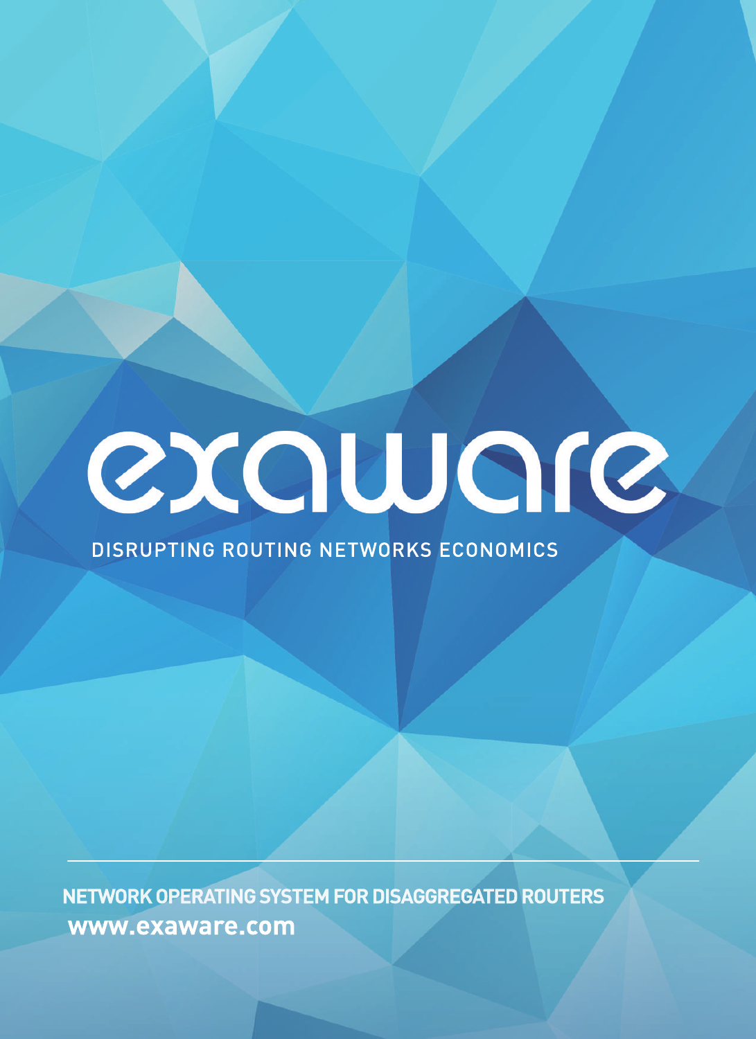# exaware

DISRUPTING ROUTING NETWORKS ECONOMICS

**NETWORK OPERATING SYSTEM FOR DISAGGREGATED ROUTERS**

**www.exaware.com**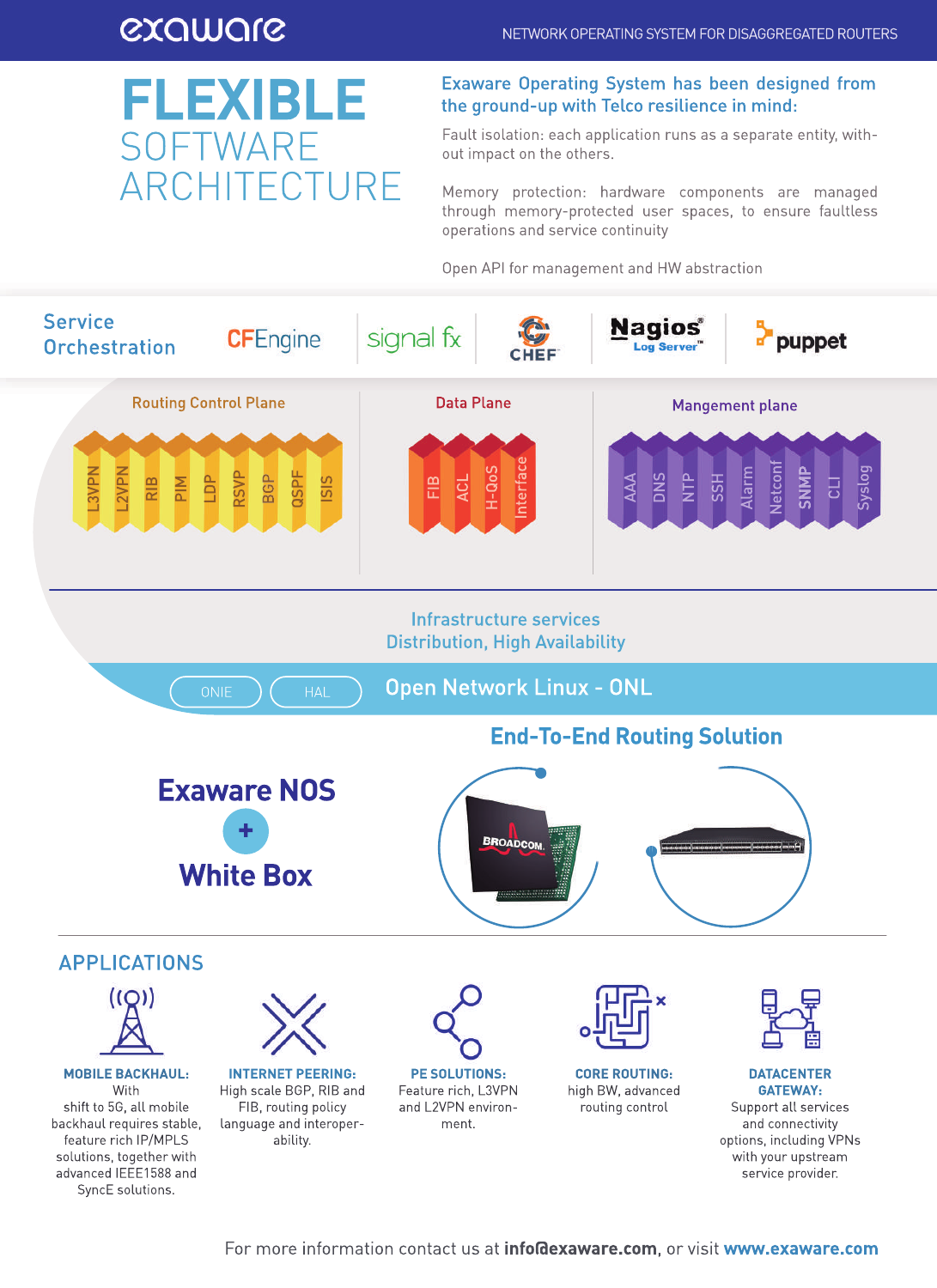# FLEXIBLE SOFTWARE ARCHITECTURE

NETWORK OPERATING SYSTEM FOR DISAGGREGATED ROUTERS

## Exaware Operating System has been designed from the ground-up with Telco resilience in mind:

Fault isolation: each application runs as a separate entity, without impact on the others.

Memory protection: hardware components are managed through memory-protected user spaces, to ensure faultless operations and service continuity

Open API for management and HW abstraction

**Service Orchestration**: CFEngine, signal fx, CHEF, Nagios Log Server, puppet

**Routing Control Plane**: L3VPN, L2VPN, RIB, PIM, LDP, RSVP, BGP, OSPF, ISIS

**Data Plane**: FIB, ACL, H-QoS, Interface

**Mangement plane**: AAA, DNS, NTP, SSH, Alarm, Netconf, SNMP, CLI, Syslog

**Infrastructure services**
Distribution, High Availability

ONIE | HAL | **Open Network Linux - ONL**

## End-To-End Routing Solution

**Exaware NOS + White Box**

## APPLICATIONS

**MOBILE BACKHAUL:** With shift to 5G, all mobile backhaul requires stable, feature rich IP/MPLS solutions, together with advanced IEEE1588 and SyncE solutions.

**INTERNET PEERING:** High scale BGP, RIB and FIB, routing policy language and interoperability.

**PE SOLUTIONS:** Feature rich, L3VPN and L2VPN environment.

**CORE ROUTING:** high BW, advanced routing control

**DATACENTER GATEWAY:** Support all services and connectivity options, including VPNs with your upstream service provider.

For more information contact us at **info@exaware.com**, or visit **www.exaware.com**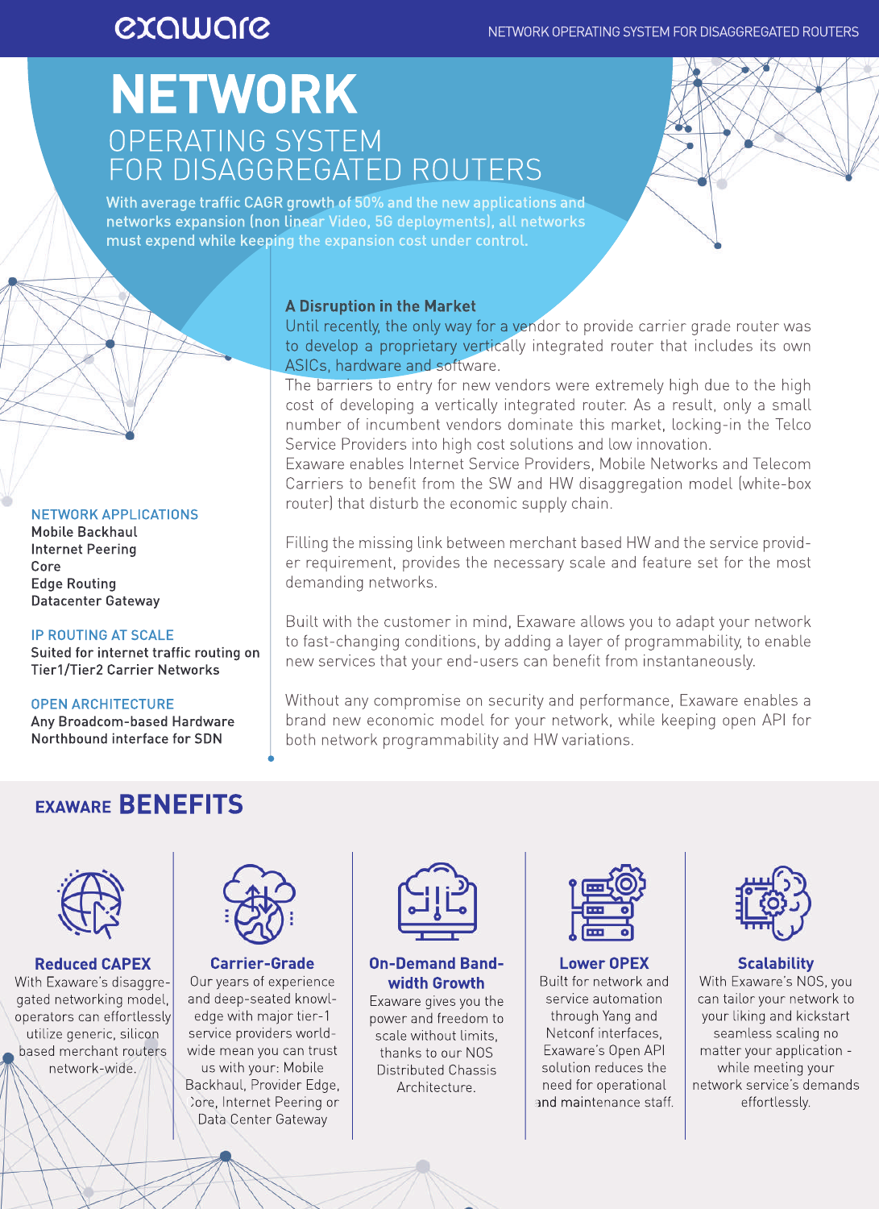# NETWORK

## OPERATING SYSTEM FOR DISAGGREGATED ROUTERS

With average traffic CAGR growth of 50% and the new applications and networks expansion (non linear Video, 5G deployments), all networks must expend while keeping the expansion cost under control.

### NETWORK APPLICATIONS

- Mobile Backhaul
- Internet Peering
- Core
- Edge Routing
- Datacenter Gateway

### IP ROUTING AT SCALE

Suited for internet traffic routing on Tier1/Tier2 Carrier Networks

### OPEN ARCHITECTURE

- Any Broadcom-based Hardware
- Northbound interface for SDN

### A Disruption in the Market

Until recently, the only way for a vendor to provide carrier grade router was to develop a proprietary vertically integrated router that includes its own ASICs, hardware and software.

The barriers to entry for new vendors were extremely high due to the high cost of developing a vertically integrated router. As a result, only a small number of incumbent vendors dominate this market, locking-in the Telco Service Providers into high cost solutions and low innovation.

Exaware enables Internet Service Providers, Mobile Networks and Telecom Carriers to benefit from the SW and HW disaggregation model (white-box router) that disturb the economic supply chain.

Filling the missing link between merchant based HW and the service provider requirement, provides the necessary scale and feature set for the most demanding networks.

Built with the customer in mind, Exaware allows you to adapt your network to fast-changing conditions, by adding a layer of programmability, to enable new services that your end-users can benefit from instantaneously.

Without any compromise on security and performance, Exaware enables a brand new economic model for your network, while keeping open API for both network programmability and HW variations.

## EXAWARE BENEFITS

### Reduced CAPEX

With Exaware's disaggregated networking model, operators can effortlessly utilize generic, silicon based merchant routers network-wide.

### Carrier-Grade

Our years of experience and deep-seated knowledge with major tier-1 service providers worldwide mean you can trust us with your: Mobile Backhaul, Provider Edge, Core, Internet Peering or Data Center Gateway

### On-Demand Bandwidth Growth

Exaware gives you the power and freedom to scale without limits, thanks to our NOS Distributed Chassis Architecture.

### Lower OPEX

Built for network and service automation through Yang and Netconf interfaces, Exaware's Open API solution reduces the need for operational and maintenance staff.

### Scalability

With Exaware's NOS, you can tailor your network to your liking and kickstart seamless scaling no matter your application - while meeting your network service's demands effortlessly.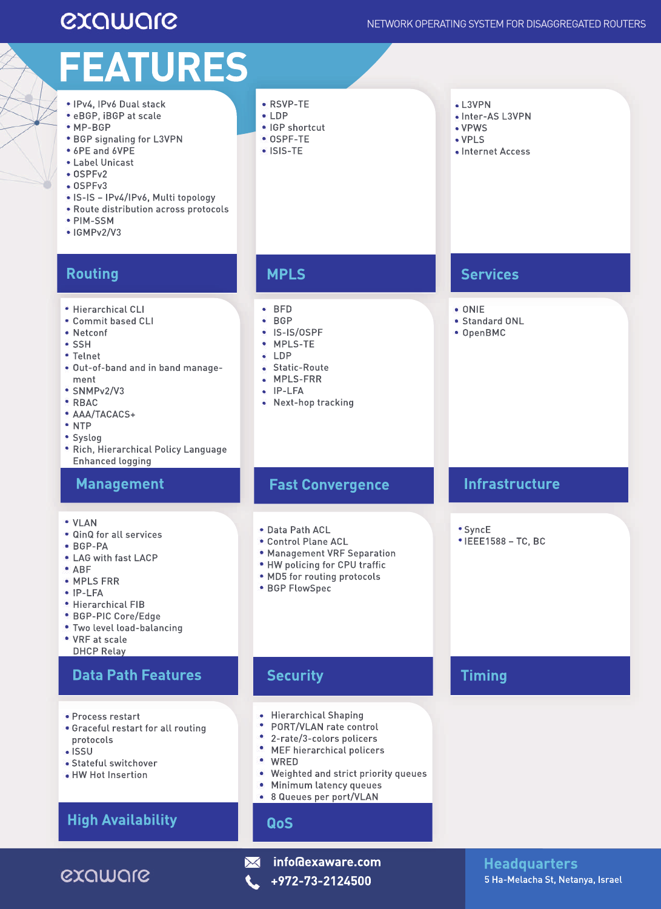# exaware

NETWORK OPERATING SYSTEM FOR DISAGGREGATED ROUTERS

# FEATURES

## Routing

- IPv4, IPv6 Dual stack
- eBGP, iBGP at scale
- MP-BGP
- BGP signaling for L3VPN
- 6PE and 6VPE
- Label Unicast
- OSPFv2
- OSPFv3
- IS-IS – IPv4/IPv6, Multi topology
- Route distribution across protocols
- PIM-SSM
- IGMPv2/V3

## MPLS

- RSVP-TE
- LDP
- IGP shortcut
- OSPF-TE
- ISIS-TE

## Services

- L3VPN
- Inter-AS L3VPN
- VPWS
- VPLS
- Internet Access

## Management

- Hierarchical CLI
- Commit based CLI
- Netconf
- SSH
- Telnet
- Out-of-band and in band management
- SNMPv2/V3
- RBAC
- AAA/TACACS+
- NTP
- Syslog
- Rich, Hierarchical Policy Language Enhanced logging

## Fast Convergence

- BFD
- BGP
- IS-IS/OSPF
- MPLS-TE
- LDP
- Static-Route
- MPLS-FRR
- IP-LFA
- Next-hop tracking

## Infrastructure

- ONIE
- Standard ONL
- OpenBMC

## Data Path Features

- VLAN
- QinQ for all services
- BGP-PA
- LAG with fast LACP
- ABF
- MPLS FRR
- IP-LFA
- Hierarchical FIB
- BGP-PIC Core/Edge
- Two level load-balancing
- VRF at scale DHCP Relay

## Security

- Data Path ACL
- Control Plane ACL
- Management VRF Separation
- HW policing for CPU traffic
- MD5 for routing protocols
- BGP FlowSpec

## Timing

- SyncE
- IEEE1588 – TC, BC

## High Availability

- Process restart
- Graceful restart for all routing protocols
- ISSU
- Stateful switchover
- HW Hot Insertion

## QoS

- Hierarchical Shaping
- PORT/VLAN rate control
- 2-rate/3-colors policers
- MEF hierarchical policers
- WRED
- Weighted and strict priority queues
- Minimum latency queues
- 8 Queues per port/VLAN

exaware

info@exaware.com

+972-73-2124500

**Headquarters**

5 Ha-Melacha St, Netanya, Israel